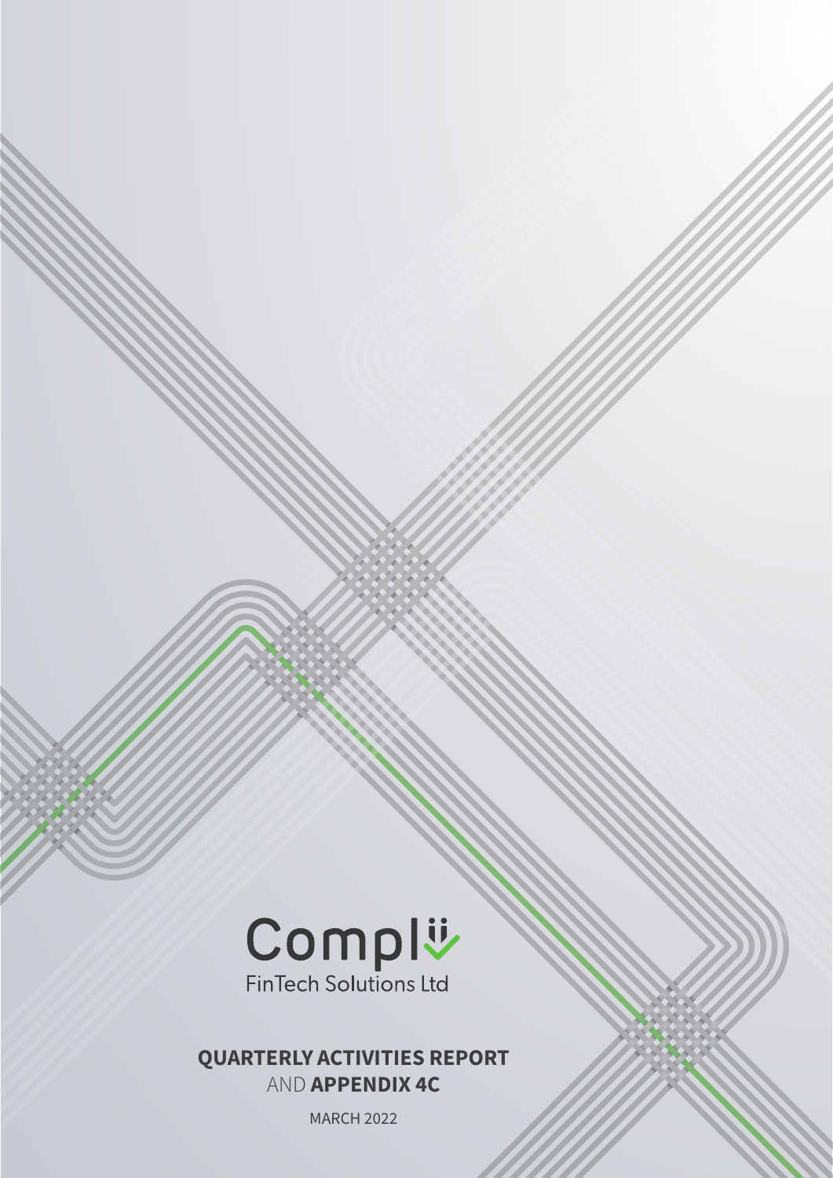Complii

FinTech Solutions Ltd

**QUARTERLY ACTIVITIES REPORT** AND **APPENDIX 4C**

MARCH 2022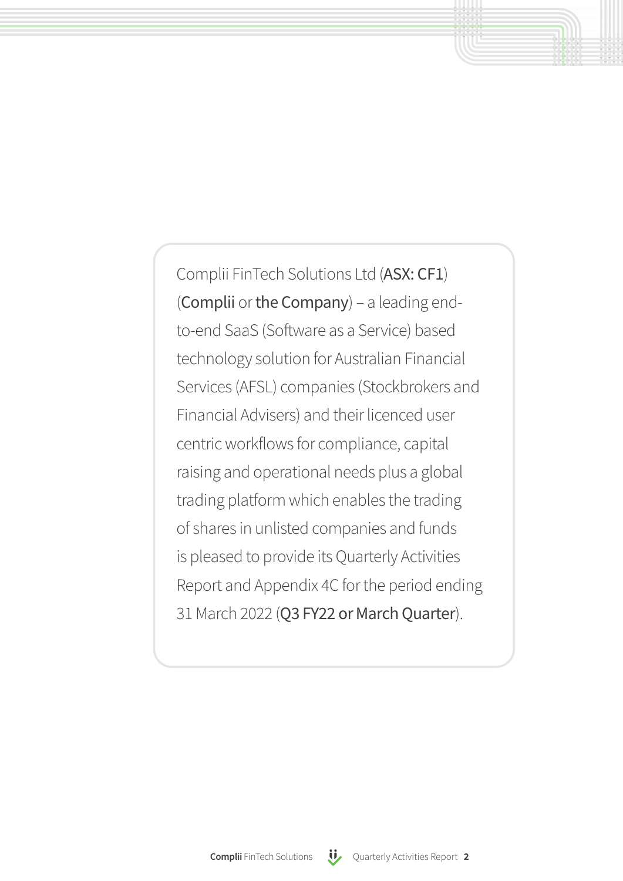Complii FinTech Solutions Ltd (**ASX: CF1**) (**Complii** or **the Company**) – a leading end-to-end SaaS (Software as a Service) based technology solution for Australian Financial Services (AFSL) companies (Stockbrokers and Financial Advisers) and their licenced user centric workflows for compliance, capital raising and operational needs plus a global trading platform which enables the trading of shares in unlisted companies and funds is pleased to provide its Quarterly Activities Report and Appendix 4C for the period ending 31 March 2022 (**Q3 FY22 or March Quarter**).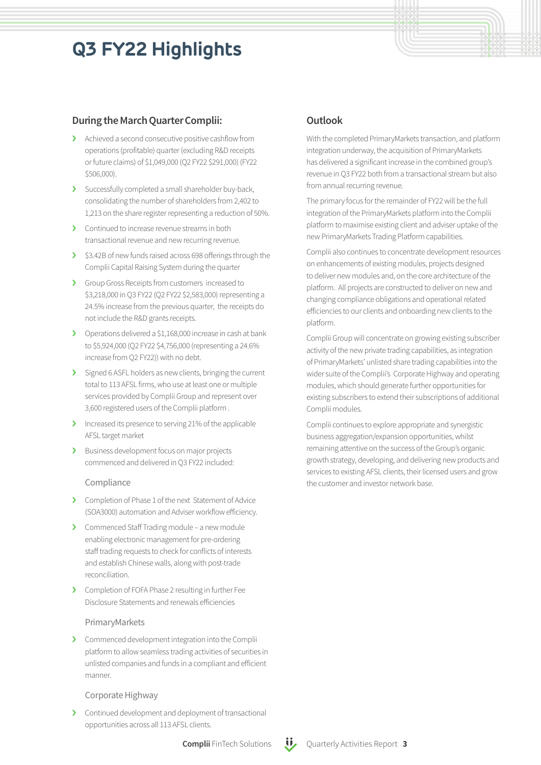# Q3 FY22 Highlights

## During the March Quarter Complii:

- Achieved a second consecutive positive cashflow from operations (profitable) quarter (excluding R&D receipts or future claims) of $1,049,000 (Q2 FY22 $291,000) (FY22 $506,000).
- Successfully completed a small shareholder buy-back, consolidating the number of shareholders from 2,402 to 1,213 on the share register representing a reduction of 50%.
- Continued to increase revenue streams in both transactional revenue and new recurring revenue.
- $3.42B of new funds raised across 698 offerings through the Complii Capital Raising System during the quarter
- Group Gross Receipts from customers increased to $3,218,000 in Q3 FY22 (Q2 FY22 $2,583,000) representing a 24.5% increase from the previous quarter, the receipts do not include the R&D grants receipts.
- Operations delivered a $1,168,000 increase in cash at bank to $5,924,000 (Q2 FY22 $4,756,000 (representing a 24.6% increase from Q2 FY22)) with no debt.
- Signed 6 ASFL holders as new clients, bringing the current total to 113 AFSL firms, who use at least one or multiple services provided by Complii Group and represent over 3,600 registered users of the Complii platform .
- Increased its presence to serving 21% of the applicable AFSL target market
- Business development focus on major projects commenced and delivered in Q3 FY22 included:

### Compliance

- Completion of Phase 1 of the next Statement of Advice (SOA3000) automation and Adviser workflow efficiency.
- Commenced Staff Trading module – a new module enabling electronic management for pre-ordering staff trading requests to check for conflicts of interests and establish Chinese walls, along with post-trade reconciliation.
- Completion of FOFA Phase 2 resulting in further Fee Disclosure Statements and renewals efficiencies

### PrimaryMarkets

- Commenced development integration into the Complii platform to allow seamless trading activities of securities in unlisted companies and funds in a compliant and efficient manner.

### Corporate Highway

- Continued development and deployment of transactional opportunities across all 113 AFSL clients.

## Outlook

With the completed PrimaryMarkets transaction, and platform integration underway, the acquisition of PrimaryMarkets has delivered a significant increase in the combined group's revenue in Q3 FY22 both from a transactional stream but also from annual recurring revenue.

The primary focus for the remainder of FY22 will be the full integration of the PrimaryMarkets platform into the Complii platform to maximise existing client and adviser uptake of the new PrimaryMarkets Trading Platform capabilities.

Complii also continues to concentrate development resources on enhancements of existing modules, projects designed to deliver new modules and, on the core architecture of the platform. All projects are constructed to deliver on new and changing compliance obligations and operational related efficiencies to our clients and onboarding new clients to the platform.

Complii Group will concentrate on growing existing subscriber activity of the new private trading capabilities, as integration of PrimaryMarkets' unlisted share trading capabilities into the wider suite of the Complii's Corporate Highway and operating modules, which should generate further opportunities for existing subscribers to extend their subscriptions of additional Complii modules.

Complii continues to explore appropriate and synergistic business aggregation/expansion opportunities, whilst remaining attentive on the success of the Group's organic growth strategy, developing, and delivering new products and services to existing AFSL clients, their licensed users and grow the customer and investor network base.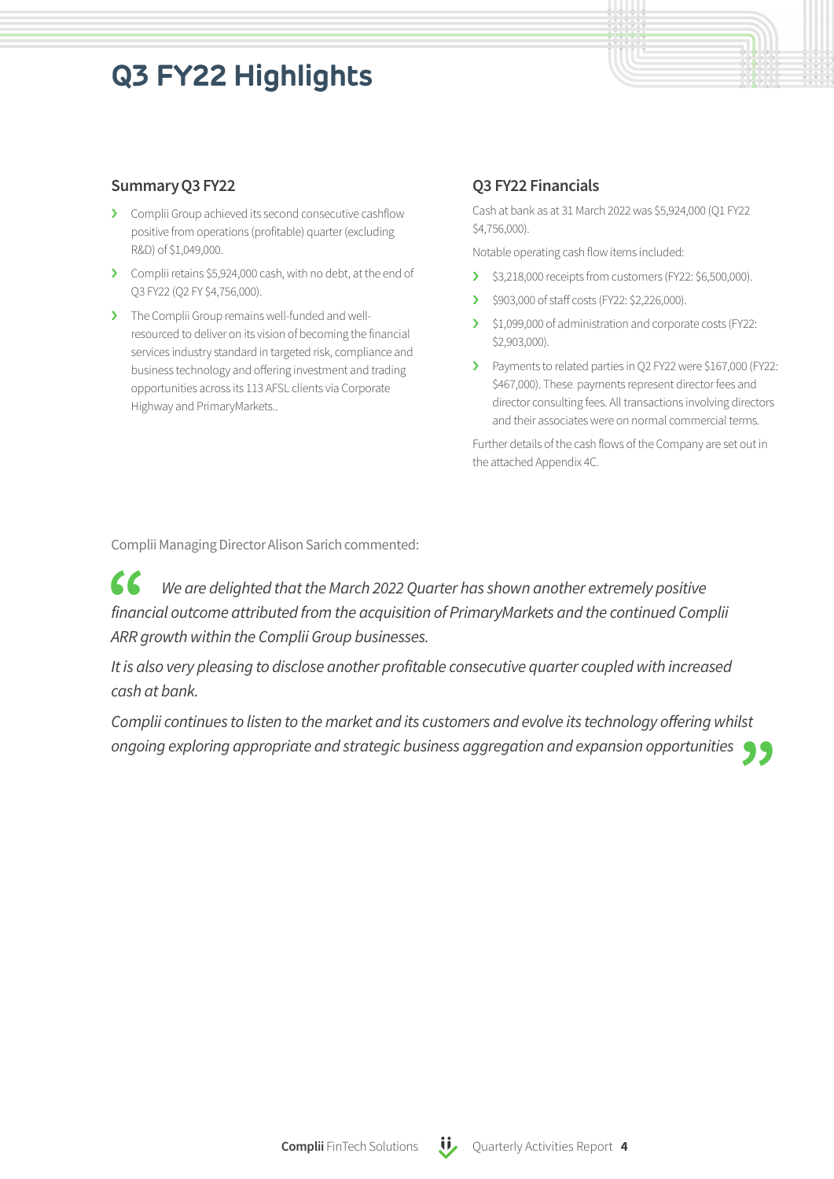# Q3 FY22 Highlights

## Summary Q3 FY22

- Complii Group achieved its second consecutive cashflow positive from operations (profitable) quarter (excluding R&D) of $1,049,000.
- Complii retains $5,924,000 cash, with no debt, at the end of Q3 FY22 (Q2 FY $4,756,000).
- The Complii Group remains well-funded and well-resourced to deliver on its vision of becoming the financial services industry standard in targeted risk, compliance and business technology and offering investment and trading opportunities across its 113 AFSL clients via Corporate Highway and PrimaryMarkets..

## Q3 FY22 Financials

Cash at bank as at 31 March 2022 was $5,924,000 (Q1 FY22 $4,756,000).

Notable operating cash flow items included:

- $3,218,000 receipts from customers (FY22: $6,500,000).
- $903,000 of staff costs (FY22: $2,226,000).
- $1,099,000 of administration and corporate costs (FY22: $2,903,000).
- Payments to related parties in Q2 FY22 were $167,000 (FY22: $467,000). These payments represent director fees and director consulting fees. All transactions involving directors and their associates were on normal commercial terms.

Further details of the cash flows of the Company are set out in the attached Appendix 4C.

Complii Managing Director Alison Sarich commented:

> *We are delighted that the March 2022 Quarter has shown another extremely positive financial outcome attributed from the acquisition of PrimaryMarkets and the continued Complii ARR growth within the Complii Group businesses.*
>
> *It is also very pleasing to disclose another profitable consecutive quarter coupled with increased cash at bank.*
>
> *Complii continues to listen to the market and its customers and evolve its technology offering whilst ongoing exploring appropriate and strategic business aggregation and expansion opportunities*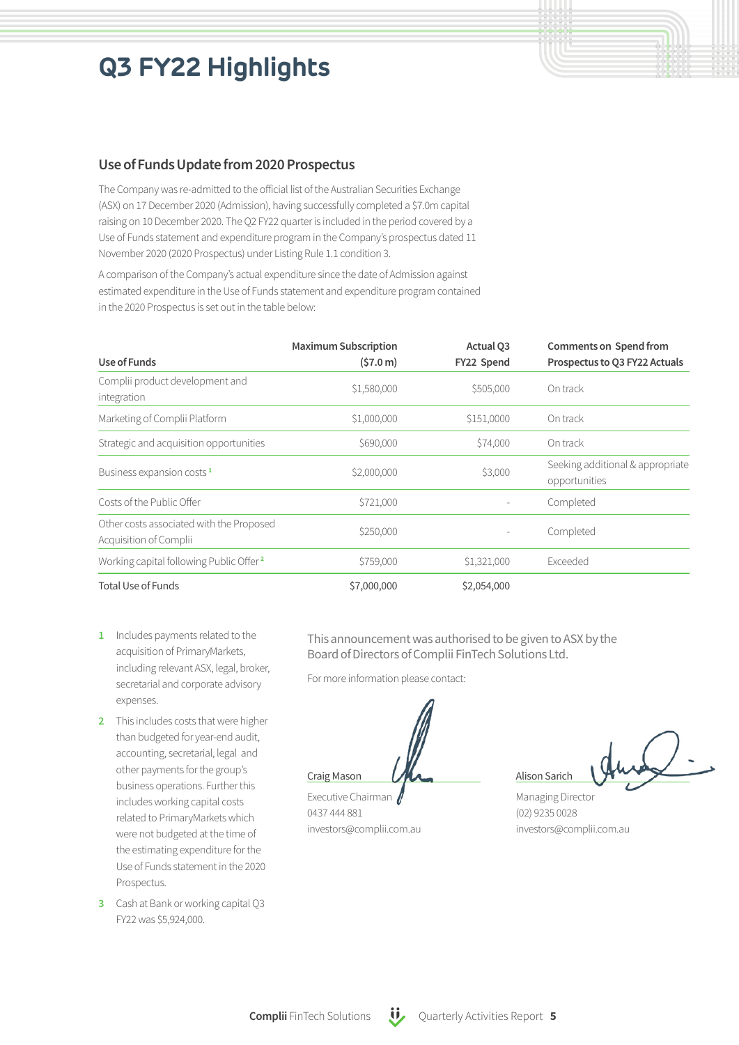# Q3 FY22 Highlights

## Use of Funds Update from 2020 Prospectus

The Company was re-admitted to the official list of the Australian Securities Exchange (ASX) on 17 December 2020 (Admission), having successfully completed a $7.0m capital raising on 10 December 2020. The Q2 FY22 quarter is included in the period covered by a Use of Funds statement and expenditure program in the Company's prospectus dated 11 November 2020 (2020 Prospectus) under Listing Rule 1.1 condition 3.

A comparison of the Company's actual expenditure since the date of Admission against estimated expenditure in the Use of Funds statement and expenditure program contained in the 2020 Prospectus is set out in the table below:

| Use of Funds | Maximum Subscription ($7.0 m) | Actual Q3 FY22 Spend | Comments on Spend from Prospectus to Q3 FY22 Actuals |
|---|---|---|---|
| Complii product development and integration | $1,580,000 | $505,000 | On track |
| Marketing of Complii Platform | $1,000,000 | $151,0000 | On track |
| Strategic and acquisition opportunities | $690,000 | $74,000 | On track |
| Business expansion costs [1] | $2,000,000 | $3,000 | Seeking additional & appropriate opportunities |
| Costs of the Public Offer | $721,000 | - | Completed |
| Other costs associated with the Proposed Acquisition of Complii | $250,000 | - | Completed |
| Working capital following Public Offer [2] | $759,000 | $1,321,000 | Exceeded |
| Total Use of Funds | $7,000,000 | $2,054,000 | |

1. Includes payments related to the acquisition of PrimaryMarkets, including relevant ASX, legal, broker, secretarial and corporate advisory expenses.
2. This includes costs that were higher than budgeted for year-end audit, accounting, secretarial, legal and other payments for the group's business operations. Further this includes working capital costs related to PrimaryMarkets which were not budgeted at the time of the estimating expenditure for the Use of Funds statement in the 2020 Prospectus.
3. Cash at Bank or working capital Q3 FY22 was $5,924,000.

This announcement was authorised to be given to ASX by the Board of Directors of Complii FinTech Solutions Ltd.

For more information please contact:

Craig Mason
Executive Chairman
0437 444 881
investors@complii.com.au

Alison Sarich
Managing Director
(02) 9235 0028
investors@complii.com.au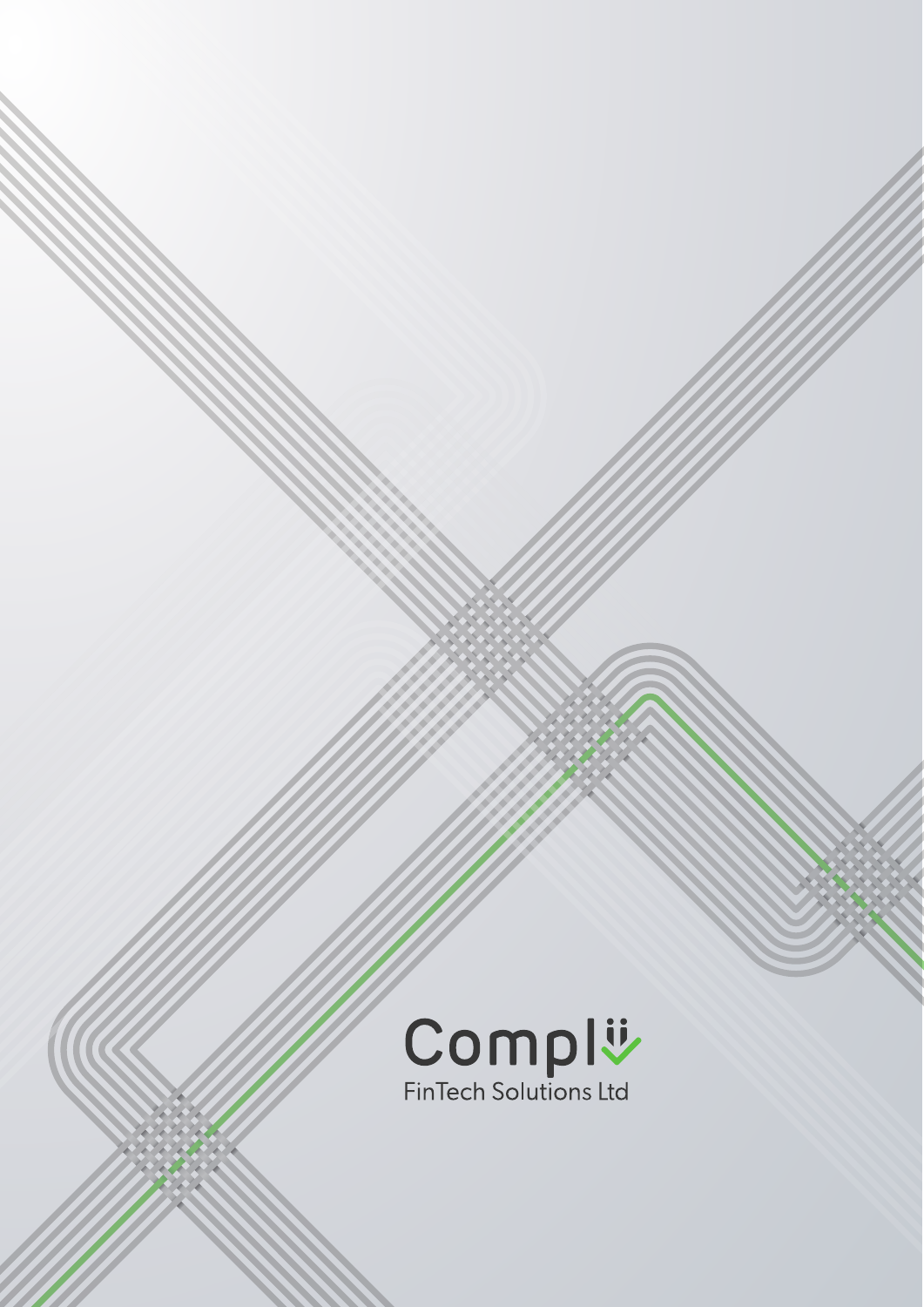Complii

FinTech Solutions Ltd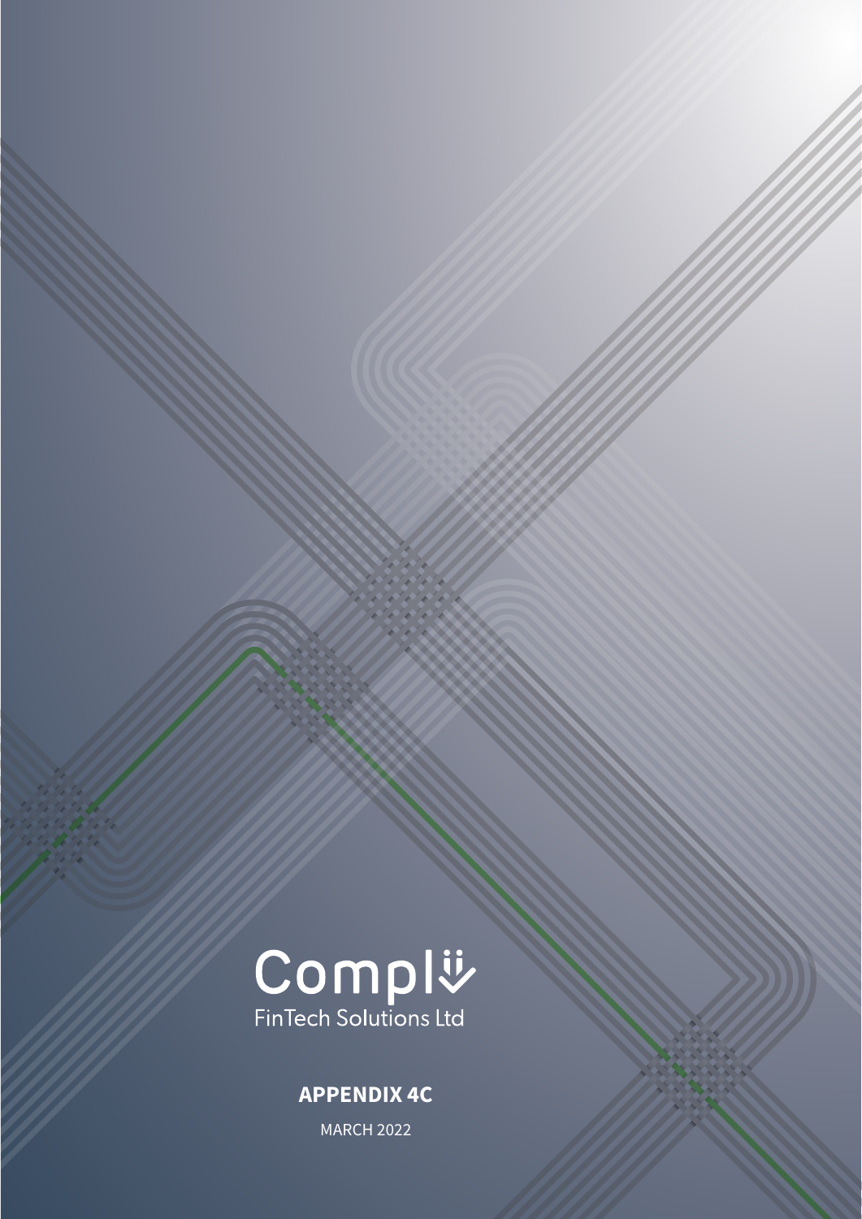Complii

FinTech Solutions Ltd

**APPENDIX 4C**

MARCH 2022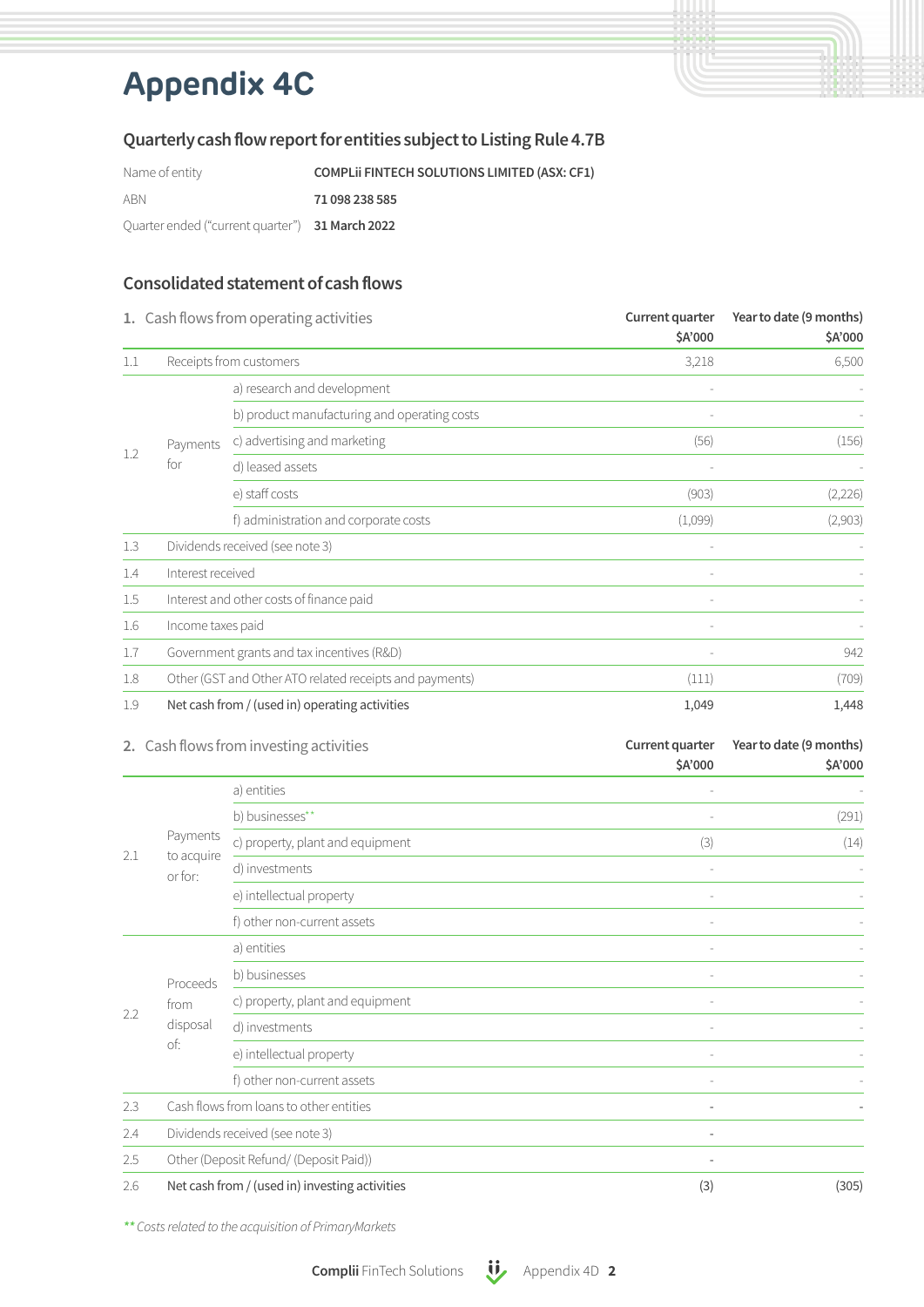# Appendix 4C

## Quarterly cash flow report for entities subject to Listing Rule 4.7B

| Name of entity | COMPLii FINTECH SOLUTIONS LIMITED (ASX: CF1) |
|---|---|
| ABN | 71 098 238 585 |
| Quarter ended ("current quarter") | 31 March 2022 |

## Consolidated statement of cash flows

| 1. | Cash flows from operating activities | | Current quarter $A'000 | Year to date (9 months) $A'000 |
|---|---|---|---|---|
| 1.1 | Receipts from customers | | 3,218 | 6,500 |
| 1.2 | Payments for | a) research and development | - | - |
| | | b) product manufacturing and operating costs | - | - |
| | | c) advertising and marketing | (56) | (156) |
| | | d) leased assets | - | - |
| | | e) staff costs | (903) | (2,226) |
| | | f) administration and corporate costs | (1,099) | (2,903) |
| 1.3 | Dividends received (see note 3) | | - | - |
| 1.4 | Interest received | | - | - |
| 1.5 | Interest and other costs of finance paid | | - | - |
| 1.6 | Income taxes paid | | - | - |
| 1.7 | Government grants and tax incentives (R&D) | | - | 942 |
| 1.8 | Other (GST and Other ATO related receipts and payments) | | (111) | (709) |
| 1.9 | Net cash from / (used in) operating activities | | 1,049 | 1,448 |

| 2. | Cash flows from investing activities | | Current quarter $A'000 | Year to date (9 months) $A'000 |
|---|---|---|---|---|
| 2.1 | Payments to acquire or for: | a) entities | - | - |
| | | b) businesses** | - | (291) |
| | | c) property, plant and equipment | (3) | (14) |
| | | d) investments | - | - |
| | | e) intellectual property | - | - |
| | | f) other non-current assets | - | - |
| 2.2 | Proceeds from disposal of: | a) entities | - | - |
| | | b) businesses | - | - |
| | | c) property, plant and equipment | - | - |
| | | d) investments | - | - |
| | | e) intellectual property | - | - |
| | | f) other non-current assets | - | - |
| 2.3 | Cash flows from loans to other entities | | - | - |
| 2.4 | Dividends received (see note 3) | | - | |
| 2.5 | Other (Deposit Refund/ (Deposit Paid)) | | - | |
| 2.6 | Net cash from / (used in) investing activities | | (3) | (305) |

*\*\* Costs related to the acquisition of PrimaryMarkets*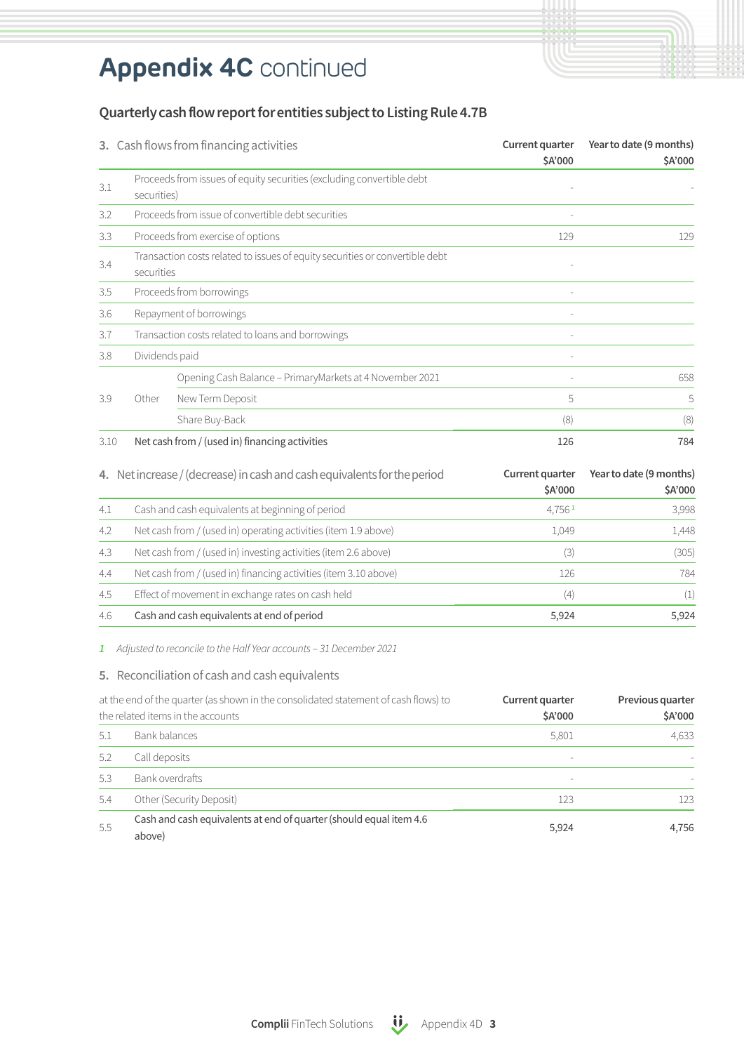# Appendix 4C continued

## Quarterly cash flow report for entities subject to Listing Rule 4.7B

| | 3. Cash flows from financing activities | | Current quarter $A'000 | Year to date (9 months) $A'000 |
|---|---|---|---|---|
| 3.1 | Proceeds from issues of equity securities (excluding convertible debt securities) | | - | - |
| 3.2 | Proceeds from issue of convertible debt securities | | - | |
| 3.3 | Proceeds from exercise of options | | 129 | 129 |
| 3.4 | Transaction costs related to issues of equity securities or convertible debt securities | | - | |
| 3.5 | Proceeds from borrowings | | - | |
| 3.6 | Repayment of borrowings | | - | |
| 3.7 | Transaction costs related to loans and borrowings | | - | |
| 3.8 | Dividends paid | | - | |
| 3.9 | Other | Opening Cash Balance – PrimaryMarkets at 4 November 2021 | - | 658 |
| | | New Term Deposit | 5 | 5 |
| | | Share Buy-Back | (8) | (8) |
| 3.10 | Net cash from / (used in) financing activities | | 126 | 784 |

| | 4. Net increase / (decrease) in cash and cash equivalents for the period | Current quarter $A'000 | Year to date (9 months) $A'000 |
|---|---|---|---|
| 4.1 | Cash and cash equivalents at beginning of period | 4,756 [1] | 3,998 |
| 4.2 | Net cash from / (used in) operating activities (item 1.9 above) | 1,049 | 1,448 |
| 4.3 | Net cash from / (used in) investing activities (item 2.6 above) | (3) | (305) |
| 4.4 | Net cash from / (used in) financing activities (item 3.10 above) | 126 | 784 |
| 4.5 | Effect of movement in exchange rates on cash held | (4) | (1) |
| 4.6 | Cash and cash equivalents at end of period | 5,924 | 5,924 |

*1 Adjusted to reconcile to the Half Year accounts – 31 December 2021*

### 5. Reconciliation of cash and cash equivalents

| | at the end of the quarter (as shown in the consolidated statement of cash flows) to the related items in the accounts | Current quarter $A'000 | Previous quarter $A'000 |
|---|---|---|---|
| 5.1 | Bank balances | 5,801 | 4,633 |
| 5.2 | Call deposits | - | - |
| 5.3 | Bank overdrafts | - | - |
| 5.4 | Other (Security Deposit) | 123 | 123 |
| 5.5 | Cash and cash equivalents at end of quarter (should equal item 4.6 above) | 5,924 | 4,756 |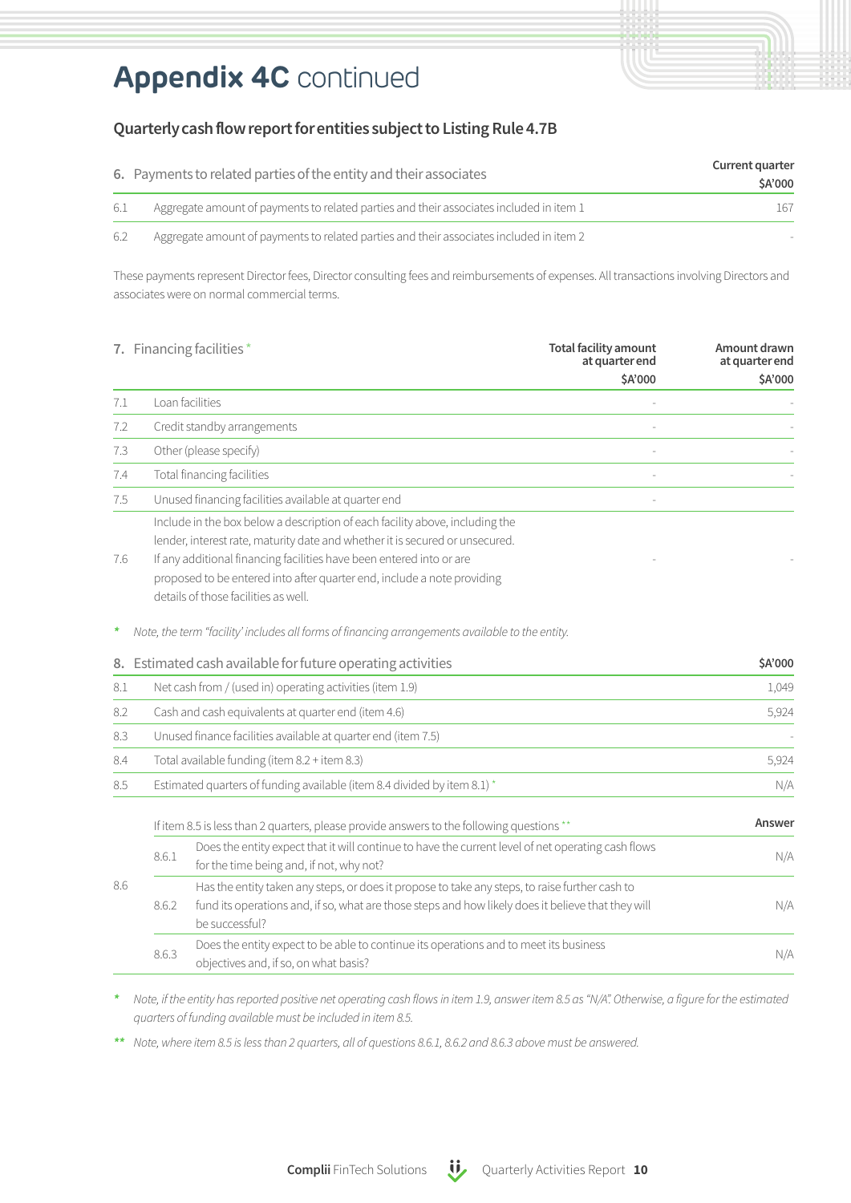# Appendix 4C continued

### Quarterly cash flow report for entities subject to Listing Rule 4.7B

| 6. | Payments to related parties of the entity and their associates | Current quarter $A'000 |
|---|---|---|
| 6.1 | Aggregate amount of payments to related parties and their associates included in item 1 | 167 |
| 6.2 | Aggregate amount of payments to related parties and their associates included in item 2 | - |

These payments represent Director fees, Director consulting fees and reimbursements of expenses. All transactions involving Directors and associates were on normal commercial terms.

| 7. | Financing facilities * | Total facility amount at quarter end $A'000 | Amount drawn at quarter end $A'000 |
|---|---|---|---|
| 7.1 | Loan facilities | - | - |
| 7.2 | Credit standby arrangements | - | - |
| 7.3 | Other (please specify) | - | - |
| 7.4 | Total financing facilities | - | - |
| 7.5 | Unused financing facilities available at quarter end | - | |
| 7.6 | Include in the box below a description of each facility above, including the lender, interest rate, maturity date and whether it is secured or unsecured. If any additional financing facilities have been entered into or are proposed to be entered into after quarter end, include a note providing details of those facilities as well. | - | - |

\* *Note, the term "facility' includes all forms of financing arrangements available to the entity.*

| 8. | Estimated cash available for future operating activities | $A'000 |
|---|---|---|
| 8.1 | Net cash from / (used in) operating activities (item 1.9) | 1,049 |
| 8.2 | Cash and cash equivalents at quarter end (item 4.6) | 5,924 |
| 8.3 | Unused finance facilities available at quarter end (item 7.5) | - |
| 8.4 | Total available funding (item 8.2 + item 8.3) | 5,924 |
| 8.5 | Estimated quarters of funding available (item 8.4 divided by item 8.1) * | N/A |

| | | If item 8.5 is less than 2 quarters, please provide answers to the following questions ** | Answer |
|---|---|---|---|
| 8.6 | 8.6.1 | Does the entity expect that it will continue to have the current level of net operating cash flows for the time being and, if not, why not? | N/A |
| | 8.6.2 | Has the entity taken any steps, or does it propose to take any steps, to raise further cash to fund its operations and, if so, what are those steps and how likely does it believe that they will be successful? | N/A |
| | 8.6.3 | Does the entity expect to be able to continue its operations and to meet its business objectives and, if so, on what basis? | N/A |

\* *Note, if the entity has reported positive net operating cash flows in item 1.9, answer item 8.5 as "N/A". Otherwise, a figure for the estimated quarters of funding available must be included in item 8.5.*

\*\* *Note, where item 8.5 is less than 2 quarters, all of questions 8.6.1, 8.6.2 and 8.6.3 above must be answered.*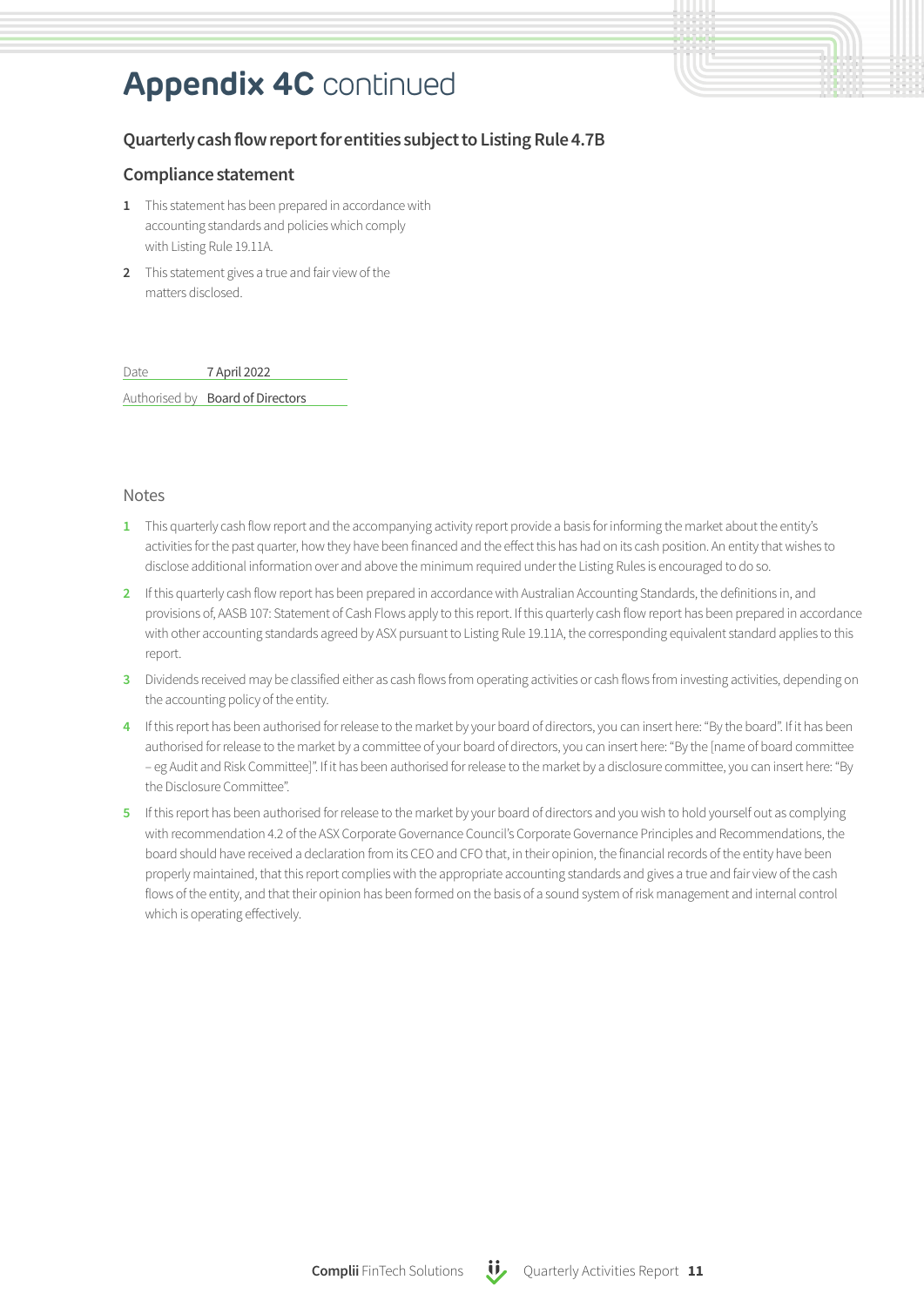# Appendix 4C continued

## Quarterly cash flow report for entities subject to Listing Rule 4.7B

### Compliance statement

1. This statement has been prepared in accordance with accounting standards and policies which comply with Listing Rule 19.11A.
2. This statement gives a true and fair view of the matters disclosed.

| | |
|---|---|
| Date | 7 April 2022 |
| Authorised by | Board of Directors |

### Notes

1. This quarterly cash flow report and the accompanying activity report provide a basis for informing the market about the entity's activities for the past quarter, how they have been financed and the effect this has had on its cash position. An entity that wishes to disclose additional information over and above the minimum required under the Listing Rules is encouraged to do so.
2. If this quarterly cash flow report has been prepared in accordance with Australian Accounting Standards, the definitions in, and provisions of, AASB 107: Statement of Cash Flows apply to this report. If this quarterly cash flow report has been prepared in accordance with other accounting standards agreed by ASX pursuant to Listing Rule 19.11A, the corresponding equivalent standard applies to this report.
3. Dividends received may be classified either as cash flows from operating activities or cash flows from investing activities, depending on the accounting policy of the entity.
4. If this report has been authorised for release to the market by your board of directors, you can insert here: "By the board". If it has been authorised for release to the market by a committee of your board of directors, you can insert here: "By the [name of board committee – eg Audit and Risk Committee]". If it has been authorised for release to the market by a disclosure committee, you can insert here: "By the Disclosure Committee".
5. If this report has been authorised for release to the market by your board of directors and you wish to hold yourself out as complying with recommendation 4.2 of the ASX Corporate Governance Council's Corporate Governance Principles and Recommendations, the board should have received a declaration from its CEO and CFO that, in their opinion, the financial records of the entity have been properly maintained, that this report complies with the appropriate accounting standards and gives a true and fair view of the cash flows of the entity, and that their opinion has been formed on the basis of a sound system of risk management and internal control which is operating effectively.